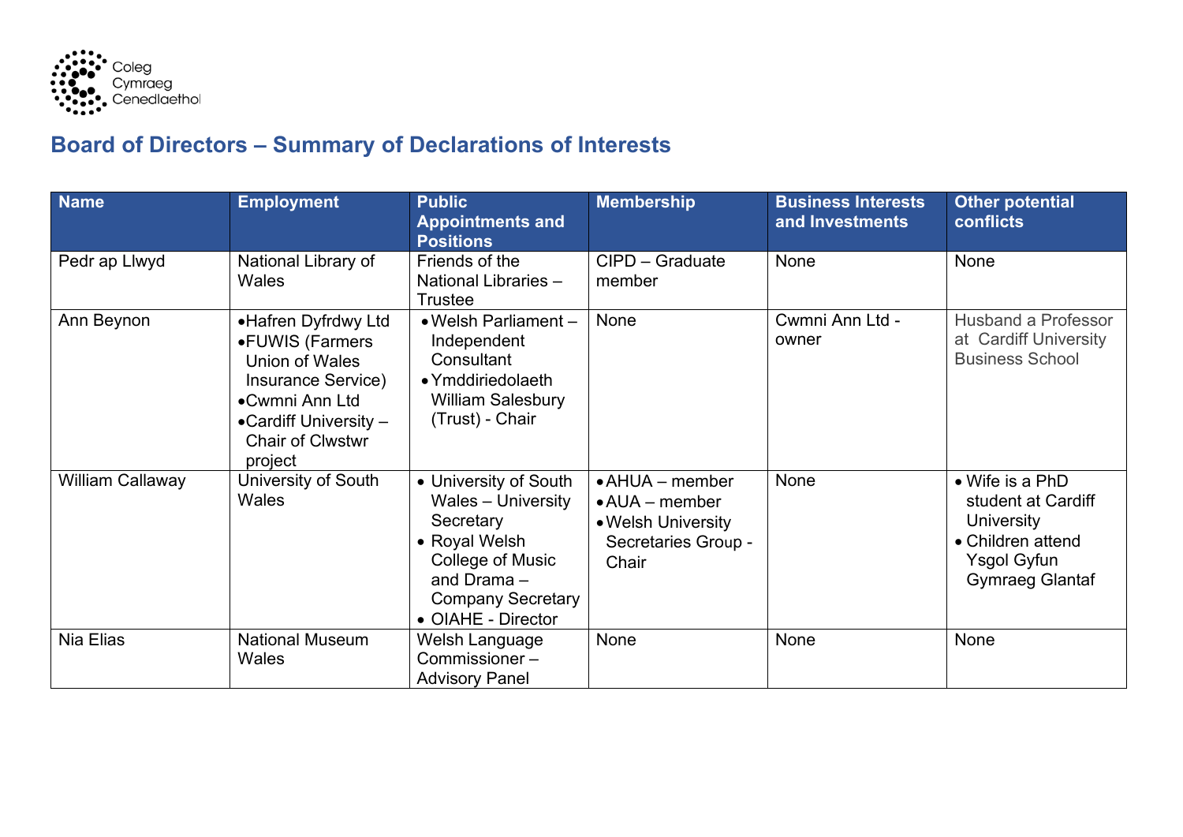Coleg Cymraeg Cenedlaethol

# Board of Directors – Summary of Declarations of Interests

| Name | Employment | Public Appointments and Positions | Membership | Business Interests and Investments | Other potential conflicts |
|---|---|---|---|---|---|
| Pedr ap Llwyd | National Library of Wales | Friends of the National Libraries – Trustee | CIPD – Graduate member | None | None |
| Ann Beynon | • Hafren Dyfrdwy Ltd<br>• FUWIS (Farmers Union of Wales Insurance Service)<br>• Cwmni Ann Ltd<br>• Cardiff University – Chair of Clwstwr project | • Welsh Parliament – Independent Consultant<br>• Ymddiriedolaeth William Salesbury (Trust) - Chair | None | Cwmni Ann Ltd - owner | Husband a Professor at Cardiff University Business School |
| William Callaway | University of South Wales | • University of South Wales – University Secretary<br>• Royal Welsh College of Music and Drama – Company Secretary<br>• OIAHE - Director | • AHUA – member<br>• AUA – member<br>• Welsh University Secretaries Group - Chair | None | • Wife is a PhD student at Cardiff University<br>• Children attend Ysgol Gyfun Gymraeg Glantaf |
| Nia Elias | National Museum Wales | Welsh Language Commissioner – Advisory Panel | None | None | None |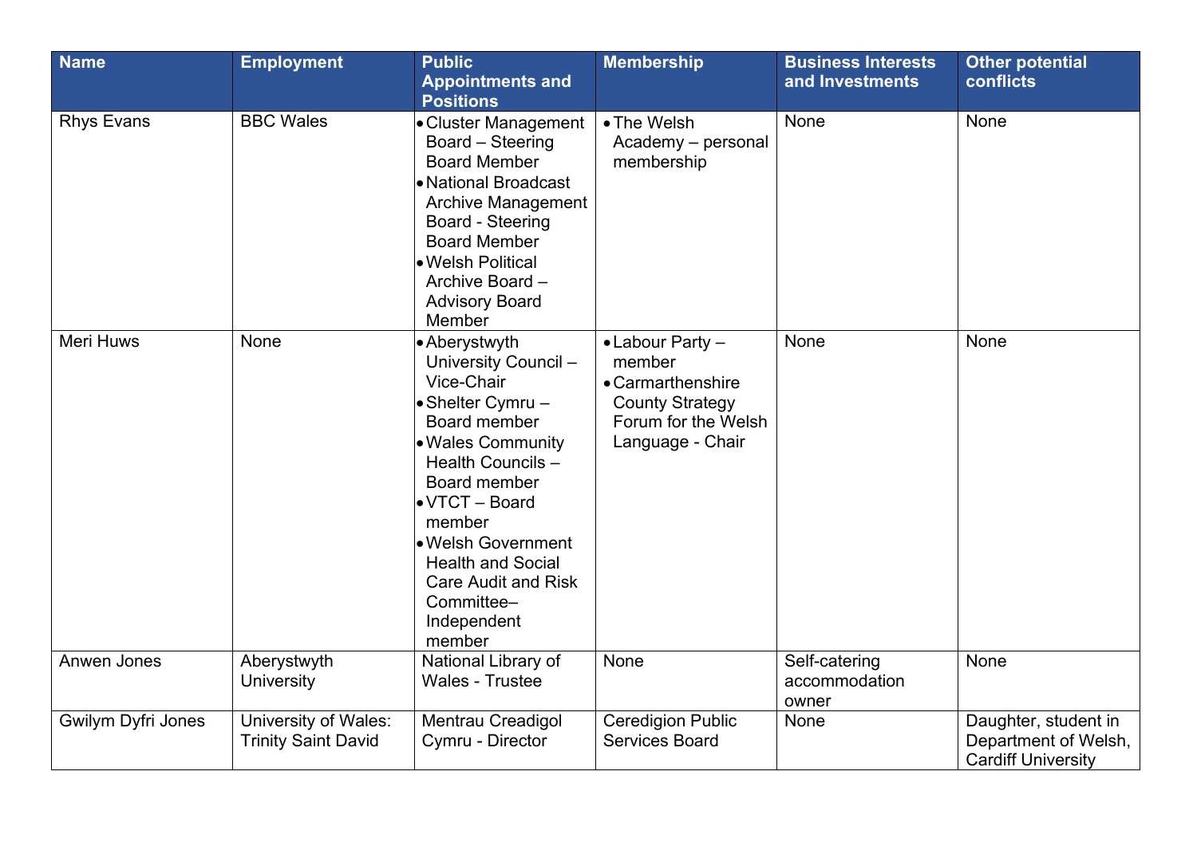| Name | Employment | Public Appointments and Positions | Membership | Business Interests and Investments | Other potential conflicts |
|---|---|---|---|---|---|
| Rhys Evans | BBC Wales | • Cluster Management Board – Steering Board Member<br>• National Broadcast Archive Management Board - Steering Board Member<br>• Welsh Political Archive Board – Advisory Board Member | • The Welsh Academy – personal membership | None | None |
| Meri Huws | None | • Aberystwyth University Council – Vice-Chair<br>• Shelter Cymru – Board member<br>• Wales Community Health Councils – Board member<br>• VTCT – Board member<br>• Welsh Government Health and Social Care Audit and Risk Committee– Independent member | • Labour Party – member<br>• Carmarthenshire County Strategy Forum for the Welsh Language - Chair | None | None |
| Anwen Jones | Aberystwyth University | National Library of Wales - Trustee | None | Self-catering accommodation owner | None |
| Gwilym Dyfri Jones | University of Wales: Trinity Saint David | Mentrau Creadigol Cymru - Director | Ceredigion Public Services Board | None | Daughter, student in Department of Welsh, Cardiff University |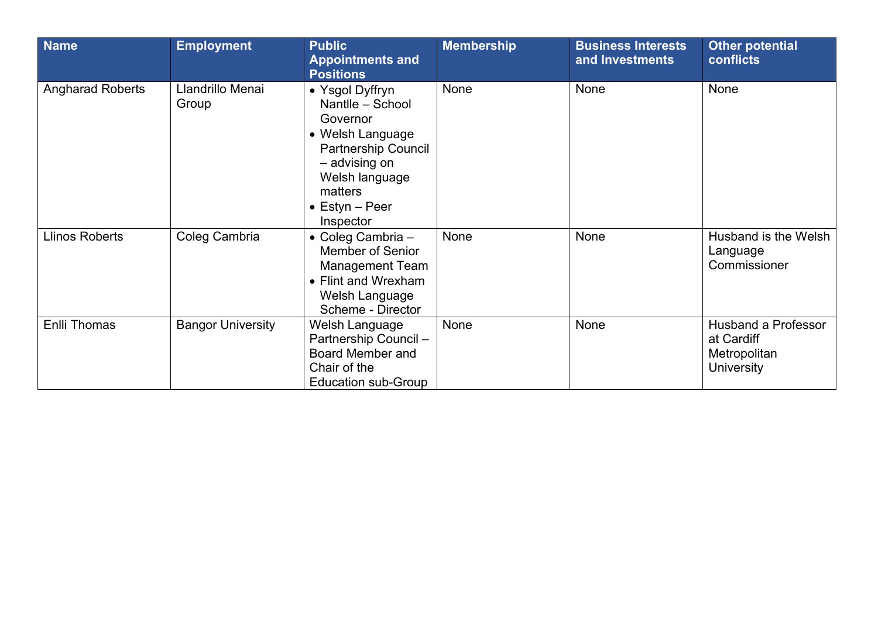| Name | Employment | Public Appointments and Positions | Membership | Business Interests and Investments | Other potential conflicts |
|---|---|---|---|---|---|
| Angharad Roberts | Llandrillo Menai Group | • Ysgol Dyffryn Nantlle – School Governor<br>• Welsh Language Partnership Council – advising on Welsh language matters<br>• Estyn – Peer Inspector | None | None | None |
| Llinos Roberts | Coleg Cambria | • Coleg Cambria – Member of Senior Management Team<br>• Flint and Wrexham Welsh Language Scheme - Director | None | None | Husband is the Welsh Language Commissioner |
| Enlli Thomas | Bangor University | Welsh Language Partnership Council – Board Member and Chair of the Education sub-Group | None | None | Husband a Professor at Cardiff Metropolitan University |